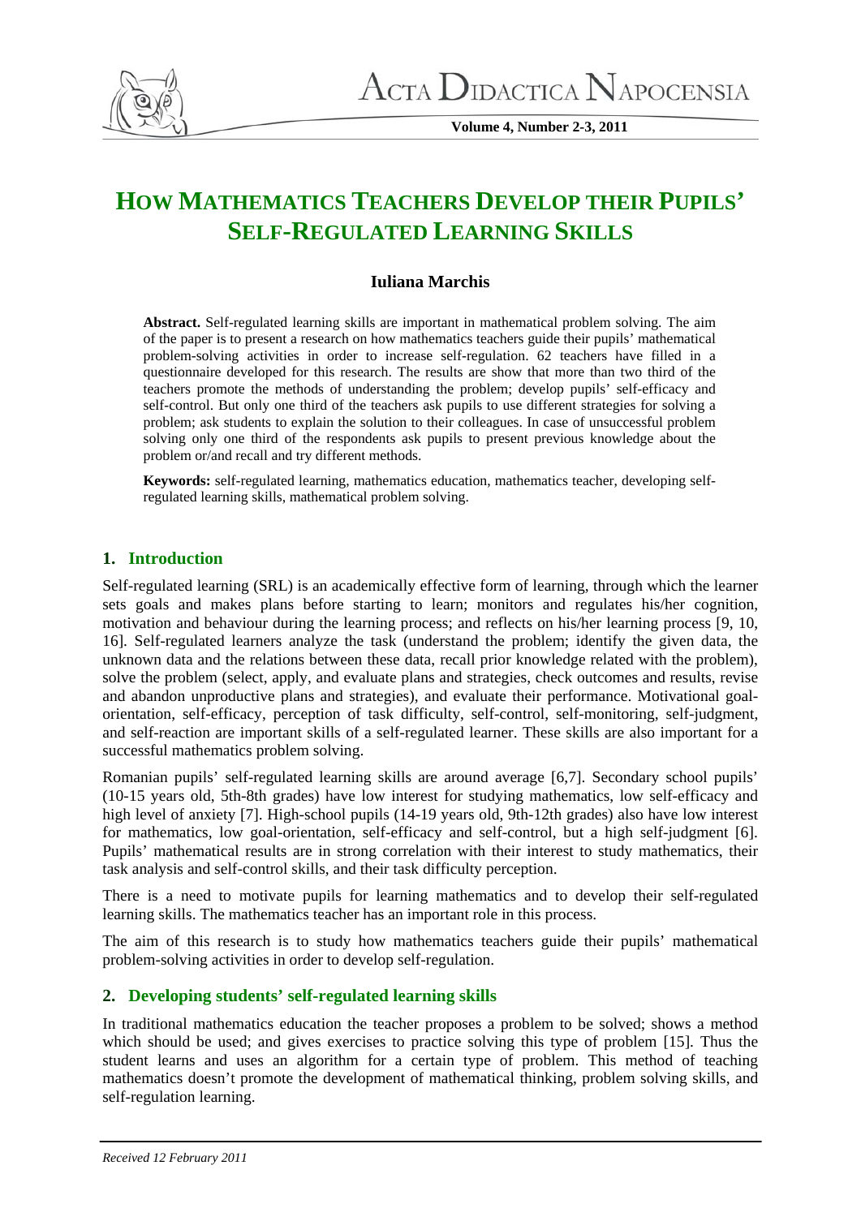# HOW MATHEMATICS TEACHERS DEVELOP THEIR PUPILS' SELF-REGULATED LEARNING SKILLS

**Iuliana Marchis**

**Abstract.** Self-regulated learning skills are important in mathematical problem solving. The aim of the paper is to present a research on how mathematics teachers guide their pupils' mathematical problem-solving activities in order to increase self-regulation. 62 teachers have filled in a questionnaire developed for this research. The results are show that more than two third of the teachers promote the methods of understanding the problem; develop pupils' self-efficacy and self-control. But only one third of the teachers ask pupils to use different strategies for solving a problem; ask students to explain the solution to their colleagues. In case of unsuccessful problem solving only one third of the respondents ask pupils to present previous knowledge about the problem or/and recall and try different methods.

**Keywords:** self-regulated learning, mathematics education, mathematics teacher, developing self-regulated learning skills, mathematical problem solving.

## 1. Introduction

Self-regulated learning (SRL) is an academically effective form of learning, through which the learner sets goals and makes plans before starting to learn; monitors and regulates his/her cognition, motivation and behaviour during the learning process; and reflects on his/her learning process [9, 10, 16]. Self-regulated learners analyze the task (understand the problem; identify the given data, the unknown data and the relations between these data, recall prior knowledge related with the problem), solve the problem (select, apply, and evaluate plans and strategies, check outcomes and results, revise and abandon unproductive plans and strategies), and evaluate their performance. Motivational goal-orientation, self-efficacy, perception of task difficulty, self-control, self-monitoring, self-judgment, and self-reaction are important skills of a self-regulated learner. These skills are also important for a successful mathematics problem solving.

Romanian pupils' self-regulated learning skills are around average [6,7]. Secondary school pupils' (10-15 years old, 5th-8th grades) have low interest for studying mathematics, low self-efficacy and high level of anxiety [7]. High-school pupils (14-19 years old, 9th-12th grades) also have low interest for mathematics, low goal-orientation, self-efficacy and self-control, but a high self-judgment [6]. Pupils' mathematical results are in strong correlation with their interest to study mathematics, their task analysis and self-control skills, and their task difficulty perception.

There is a need to motivate pupils for learning mathematics and to develop their self-regulated learning skills. The mathematics teacher has an important role in this process.

The aim of this research is to study how mathematics teachers guide their pupils' mathematical problem-solving activities in order to develop self-regulation.

## 2. Developing students' self-regulated learning skills

In traditional mathematics education the teacher proposes a problem to be solved; shows a method which should be used; and gives exercises to practice solving this type of problem [15]. Thus the student learns and uses an algorithm for a certain type of problem. This method of teaching mathematics doesn't promote the development of mathematical thinking, problem solving skills, and self-regulation learning.

*Received 12 February 2011*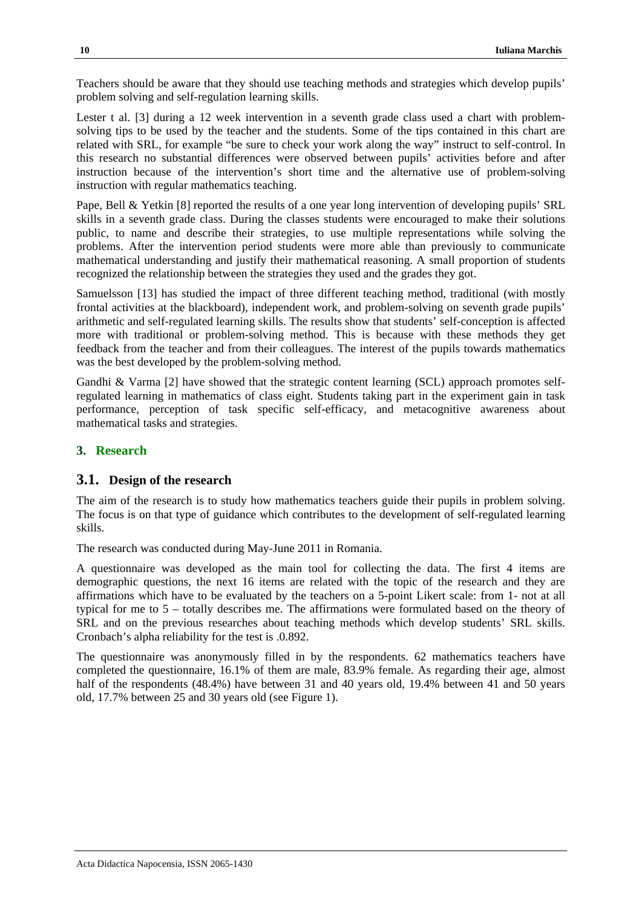Teachers should be aware that they should use teaching methods and strategies which develop pupils' problem solving and self-regulation learning skills.

Lester t al. [3] during a 12 week intervention in a seventh grade class used a chart with problem-solving tips to be used by the teacher and the students. Some of the tips contained in this chart are related with SRL, for example "be sure to check your work along the way" instruct to self-control. In this research no substantial differences were observed between pupils' activities before and after instruction because of the intervention's short time and the alternative use of problem-solving instruction with regular mathematics teaching.

Pape, Bell & Yetkin [8] reported the results of a one year long intervention of developing pupils' SRL skills in a seventh grade class. During the classes students were encouraged to make their solutions public, to name and describe their strategies, to use multiple representations while solving the problems. After the intervention period students were more able than previously to communicate mathematical understanding and justify their mathematical reasoning. A small proportion of students recognized the relationship between the strategies they used and the grades they got.

Samuelsson [13] has studied the impact of three different teaching method, traditional (with mostly frontal activities at the blackboard), independent work, and problem-solving on seventh grade pupils' arithmetic and self-regulated learning skills. The results show that students' self-conception is affected more with traditional or problem-solving method. This is because with these methods they get feedback from the teacher and from their colleagues. The interest of the pupils towards mathematics was the best developed by the problem-solving method.

Gandhi & Varma [2] have showed that the strategic content learning (SCL) approach promotes self-regulated learning in mathematics of class eight. Students taking part in the experiment gain in task performance, perception of task specific self-efficacy, and metacognitive awareness about mathematical tasks and strategies.

## 3. Research

### 3.1. Design of the research

The aim of the research is to study how mathematics teachers guide their pupils in problem solving. The focus is on that type of guidance which contributes to the development of self-regulated learning skills.

The research was conducted during May-June 2011 in Romania.

A questionnaire was developed as the main tool for collecting the data. The first 4 items are demographic questions, the next 16 items are related with the topic of the research and they are affirmations which have to be evaluated by the teachers on a 5-point Likert scale: from 1- not at all typical for me to 5 – totally describes me. The affirmations were formulated based on the theory of SRL and on the previous researches about teaching methods which develop students' SRL skills. Cronbach's alpha reliability for the test is .0.892.

The questionnaire was anonymously filled in by the respondents. 62 mathematics teachers have completed the questionnaire, 16.1% of them are male, 83.9% female. As regarding their age, almost half of the respondents (48.4%) have between 31 and 40 years old, 19.4% between 41 and 50 years old, 17.7% between 25 and 30 years old (see Figure 1).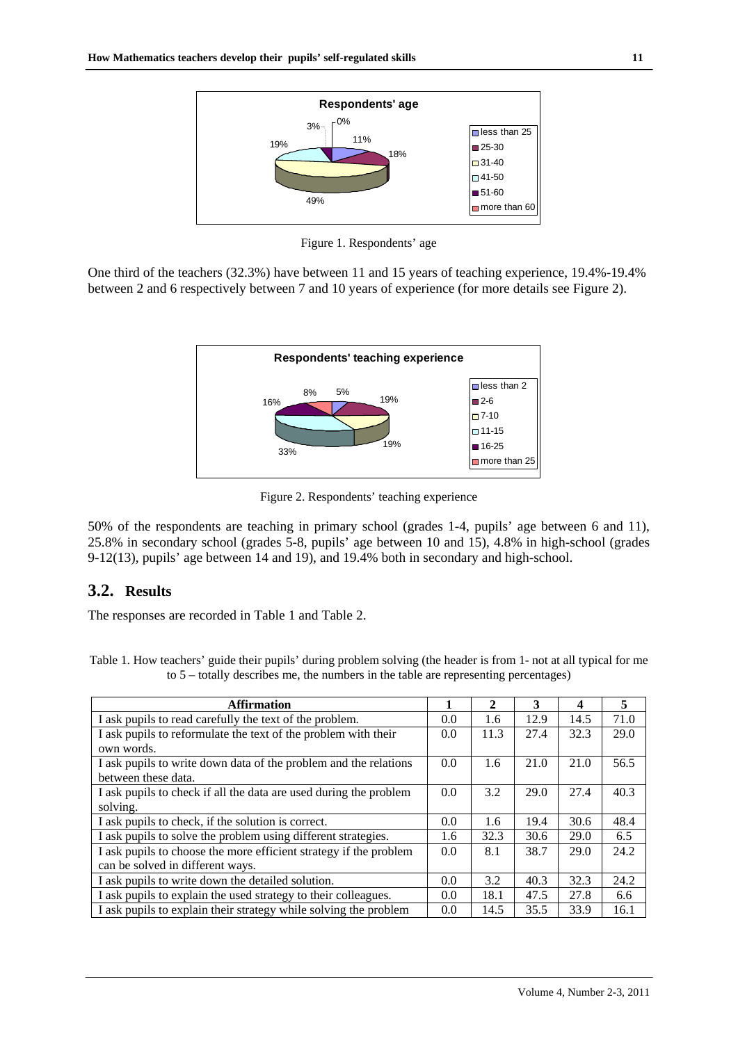Figure 1. Respondents' age

One third of the teachers (32.3%) have between 11 and 15 years of teaching experience, 19.4%-19.4% between 2 and 6 respectively between 7 and 10 years of experience (for more details see Figure 2).

Figure 2. Respondents' teaching experience

50% of the respondents are teaching in primary school (grades 1-4, pupils' age between 6 and 11), 25.8% in secondary school (grades 5-8, pupils' age between 10 and 15), 4.8% in high-school (grades 9-12(13), pupils' age between 14 and 19), and 19.4% both in secondary and high-school.

## 3.2. Results

The responses are recorded in Table 1 and Table 2.

Table 1. How teachers' guide their pupils' during problem solving (the header is from 1- not at all typical for me to 5 – totally describes me, the numbers in the table are representing percentages)

| Affirmation | 1 | 2 | 3 | 4 | 5 |
|---|---|---|---|---|---|
| I ask pupils to read carefully the text of the problem. | 0.0 | 1.6 | 12.9 | 14.5 | 71.0 |
| I ask pupils to reformulate the text of the problem with their own words. | 0.0 | 11.3 | 27.4 | 32.3 | 29.0 |
| I ask pupils to write down data of the problem and the relations between these data. | 0.0 | 1.6 | 21.0 | 21.0 | 56.5 |
| I ask pupils to check if all the data are used during the problem solving. | 0.0 | 3.2 | 29.0 | 27.4 | 40.3 |
| I ask pupils to check, if the solution is correct. | 0.0 | 1.6 | 19.4 | 30.6 | 48.4 |
| I ask pupils to solve the problem using different strategies. | 1.6 | 32.3 | 30.6 | 29.0 | 6.5 |
| I ask pupils to choose the more efficient strategy if the problem can be solved in different ways. | 0.0 | 8.1 | 38.7 | 29.0 | 24.2 |
| I ask pupils to write down the detailed solution. | 0.0 | 3.2 | 40.3 | 32.3 | 24.2 |
| I ask pupils to explain the used strategy to their colleagues. | 0.0 | 18.1 | 47.5 | 27.8 | 6.6 |
| I ask pupils to explain their strategy while solving the problem | 0.0 | 14.5 | 35.5 | 33.9 | 16.1 |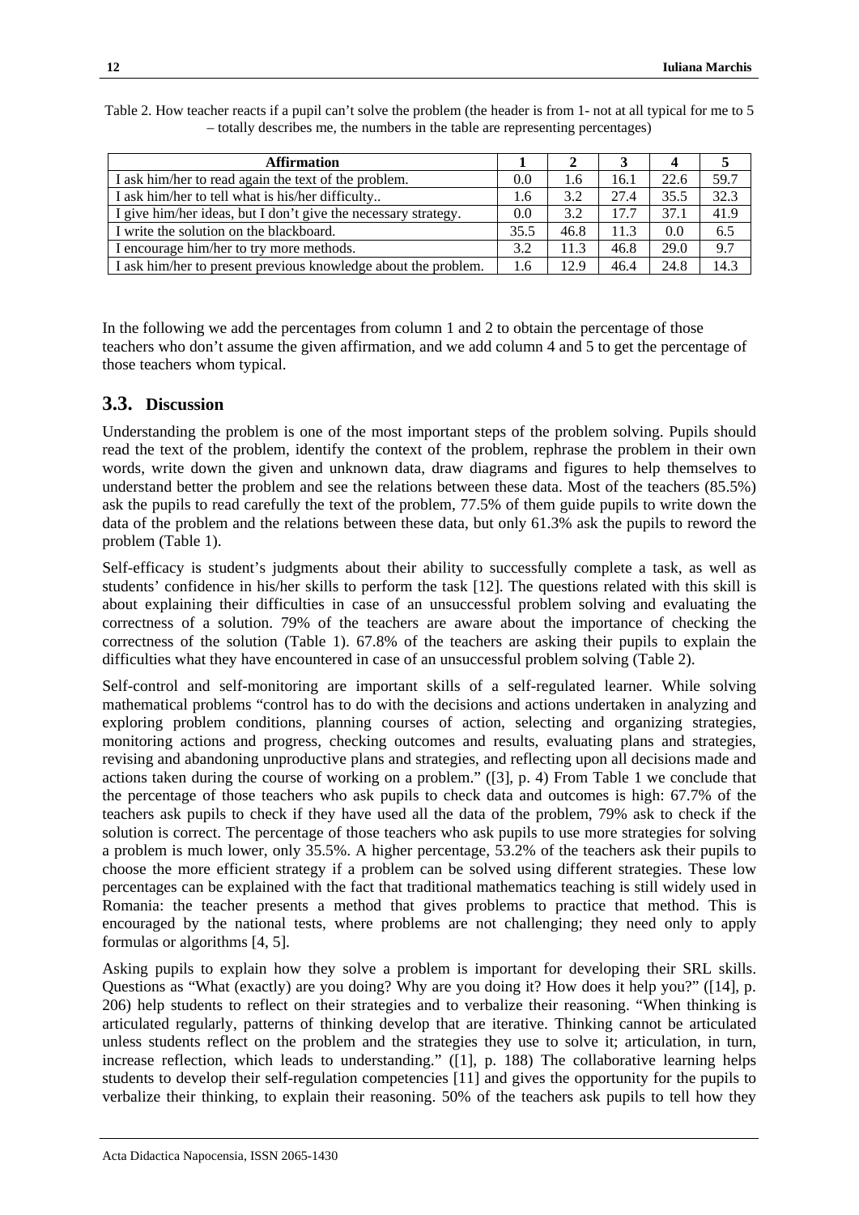Table 2. How teacher reacts if a pupil can't solve the problem (the header is from 1- not at all typical for me to 5 – totally describes me, the numbers in the table are representing percentages)

| Affirmation | 1 | 2 | 3 | 4 | 5 |
|---|---|---|---|---|---|
| I ask him/her to read again the text of the problem. | 0.0 | 1.6 | 16.1 | 22.6 | 59.7 |
| I ask him/her to tell what is his/her difficulty.. | 1.6 | 3.2 | 27.4 | 35.5 | 32.3 |
| I give him/her ideas, but I don't give the necessary strategy. | 0.0 | 3.2 | 17.7 | 37.1 | 41.9 |
| I write the solution on the blackboard. | 35.5 | 46.8 | 11.3 | 0.0 | 6.5 |
| I encourage him/her to try more methods. | 3.2 | 11.3 | 46.8 | 29.0 | 9.7 |
| I ask him/her to present previous knowledge about the problem. | 1.6 | 12.9 | 46.4 | 24.8 | 14.3 |

In the following we add the percentages from column 1 and 2 to obtain the percentage of those teachers who don't assume the given affirmation, and we add column 4 and 5 to get the percentage of those teachers whom typical.

## 3.3. Discussion

Understanding the problem is one of the most important steps of the problem solving. Pupils should read the text of the problem, identify the context of the problem, rephrase the problem in their own words, write down the given and unknown data, draw diagrams and figures to help themselves to understand better the problem and see the relations between these data. Most of the teachers (85.5%) ask the pupils to read carefully the text of the problem, 77.5% of them guide pupils to write down the data of the problem and the relations between these data, but only 61.3% ask the pupils to reword the problem (Table 1).

Self-efficacy is student's judgments about their ability to successfully complete a task, as well as students' confidence in his/her skills to perform the task [12]. The questions related with this skill is about explaining their difficulties in case of an unsuccessful problem solving and evaluating the correctness of a solution. 79% of the teachers are aware about the importance of checking the correctness of the solution (Table 1). 67.8% of the teachers are asking their pupils to explain the difficulties what they have encountered in case of an unsuccessful problem solving (Table 2).

Self-control and self-monitoring are important skills of a self-regulated learner. While solving mathematical problems "control has to do with the decisions and actions undertaken in analyzing and exploring problem conditions, planning courses of action, selecting and organizing strategies, monitoring actions and progress, checking outcomes and results, evaluating plans and strategies, revising and abandoning unproductive plans and strategies, and reflecting upon all decisions made and actions taken during the course of working on a problem." ([3], p. 4) From Table 1 we conclude that the percentage of those teachers who ask pupils to check data and outcomes is high: 67.7% of the teachers ask pupils to check if they have used all the data of the problem, 79% ask to check if the solution is correct. The percentage of those teachers who ask pupils to use more strategies for solving a problem is much lower, only 35.5%. A higher percentage, 53.2% of the teachers ask their pupils to choose the more efficient strategy if a problem can be solved using different strategies. These low percentages can be explained with the fact that traditional mathematics teaching is still widely used in Romania: the teacher presents a method that gives problems to practice that method. This is encouraged by the national tests, where problems are not challenging; they need only to apply formulas or algorithms [4, 5].

Asking pupils to explain how they solve a problem is important for developing their SRL skills. Questions as "What (exactly) are you doing? Why are you doing it? How does it help you?" ([14], p. 206) help students to reflect on their strategies and to verbalize their reasoning. "When thinking is articulated regularly, patterns of thinking develop that are iterative. Thinking cannot be articulated unless students reflect on the problem and the strategies they use to solve it; articulation, in turn, increase reflection, which leads to understanding." ([1], p. 188) The collaborative learning helps students to develop their self-regulation competencies [11] and gives the opportunity for the pupils to verbalize their thinking, to explain their reasoning. 50% of the teachers ask pupils to tell how they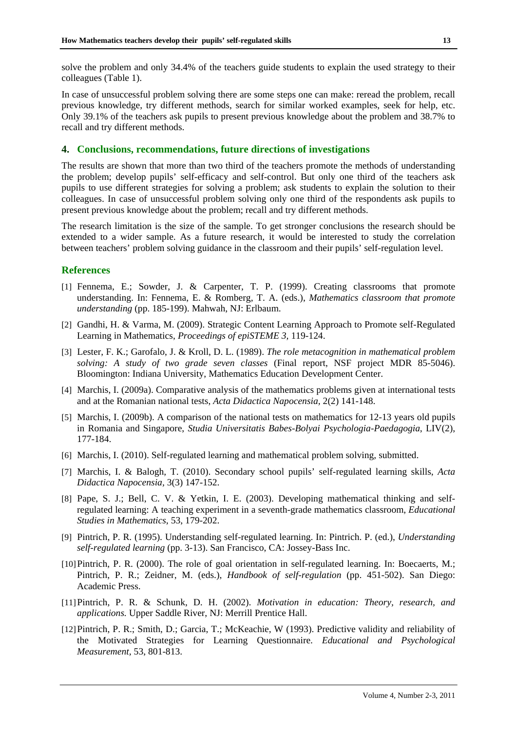solve the problem and only 34.4% of the teachers guide students to explain the used strategy to their colleagues (Table 1).

In case of unsuccessful problem solving there are some steps one can make: reread the problem, recall previous knowledge, try different methods, search for similar worked examples, seek for help, etc. Only 39.1% of the teachers ask pupils to present previous knowledge about the problem and 38.7% to recall and try different methods.

## 4. Conclusions, recommendations, future directions of investigations

The results are shown that more than two third of the teachers promote the methods of understanding the problem; develop pupils' self-efficacy and self-control. But only one third of the teachers ask pupils to use different strategies for solving a problem; ask students to explain the solution to their colleagues. In case of unsuccessful problem solving only one third of the respondents ask pupils to present previous knowledge about the problem; recall and try different methods.

The research limitation is the size of the sample. To get stronger conclusions the research should be extended to a wider sample. As a future research, it would be interested to study the correlation between teachers' problem solving guidance in the classroom and their pupils' self-regulation level.

## References

[1] Fennema, E.; Sowder, J. & Carpenter, T. P. (1999). Creating classrooms that promote understanding. In: Fennema, E. & Romberg, T. A. (eds.), *Mathematics classroom that promote understanding* (pp. 185-199). Mahwah, NJ: Erlbaum.

[2] Gandhi, H. & Varma, M. (2009). Strategic Content Learning Approach to Promote self-Regulated Learning in Mathematics, *Proceedings of epiSTEME 3*, 119-124.

[3] Lester, F. K.; Garofalo, J. & Kroll, D. L. (1989). *The role metacognition in mathematical problem solving: A study of two grade seven classes* (Final report, NSF project MDR 85-5046). Bloomington: Indiana University, Mathematics Education Development Center.

[4] Marchis, I. (2009a). Comparative analysis of the mathematics problems given at international tests and at the Romanian national tests, *Acta Didactica Napocensia*, 2(2) 141-148.

[5] Marchis, I. (2009b). A comparison of the national tests on mathematics for 12-13 years old pupils in Romania and Singapore, *Studia Universitatis Babes-Bolyai Psychologia-Paedagogia*, LIV(2), 177-184.

[6] Marchis, I. (2010). Self-regulated learning and mathematical problem solving, submitted.

[7] Marchis, I. & Balogh, T. (2010). Secondary school pupils' self-regulated learning skills, *Acta Didactica Napocensia*, 3(3) 147-152.

[8] Pape, S. J.; Bell, C. V. & Yetkin, I. E. (2003). Developing mathematical thinking and self-regulated learning: A teaching experiment in a seventh-grade mathematics classroom, *Educational Studies in Mathematics*, 53, 179-202.

[9] Pintrich, P. R. (1995). Understanding self-regulated learning. In: Pintrich. P. (ed.), *Understanding self-regulated learning* (pp. 3-13). San Francisco, CA: Jossey-Bass Inc.

[10] Pintrich, P. R. (2000). The role of goal orientation in self-regulated learning. In: Boecaerts, M.; Pintrich, P. R.; Zeidner, M. (eds.), *Handbook of self-regulation* (pp. 451-502). San Diego: Academic Press.

[11] Pintrich, P. R. & Schunk, D. H. (2002). *Motivation in education: Theory, research, and applications.* Upper Saddle River, NJ: Merrill Prentice Hall.

[12] Pintrich, P. R.; Smith, D.; Garcia, T.; McKeachie, W (1993). Predictive validity and reliability of the Motivated Strategies for Learning Questionnaire. *Educational and Psychological Measurement*, 53, 801-813.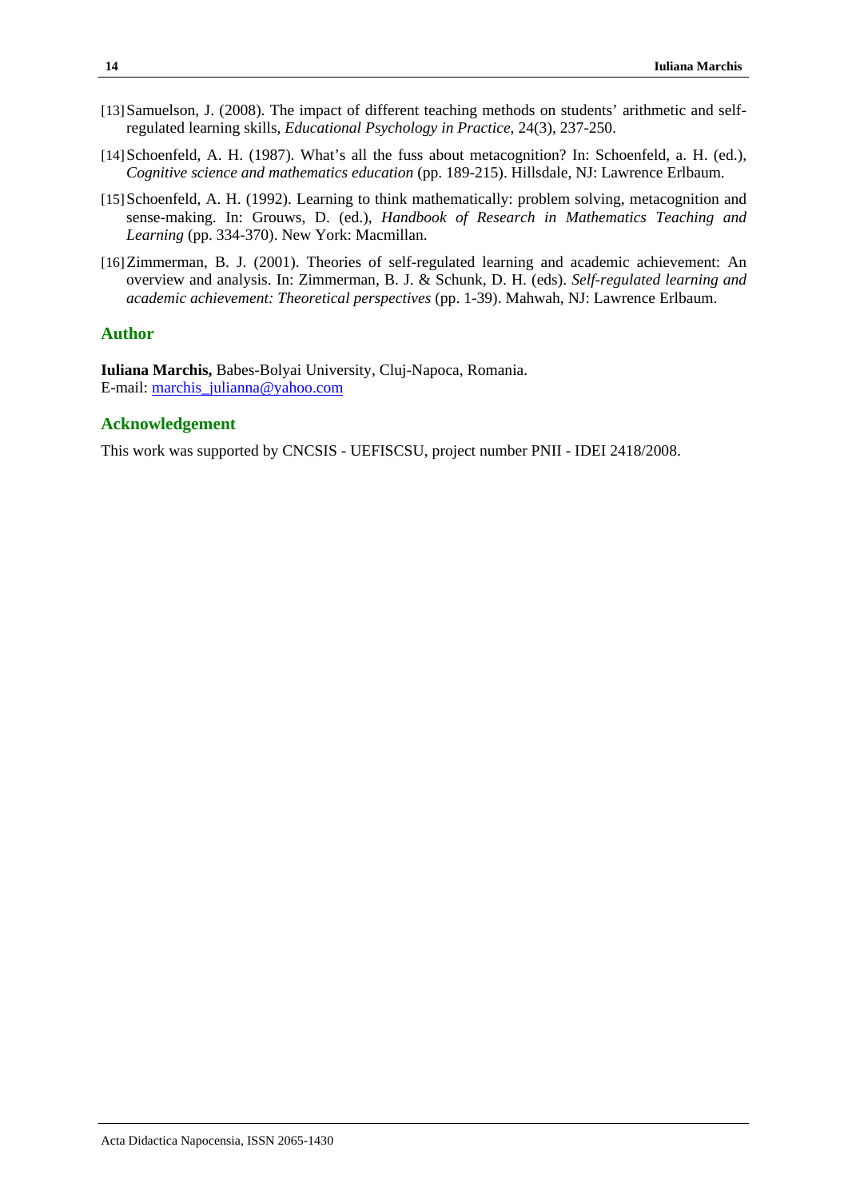[13] Samuelson, J. (2008). The impact of different teaching methods on students' arithmetic and self-regulated learning skills, *Educational Psychology in Practice*, 24(3), 237-250.

[14] Schoenfeld, A. H. (1987). What's all the fuss about metacognition? In: Schoenfeld, a. H. (ed.), *Cognitive science and mathematics education* (pp. 189-215). Hillsdale, NJ: Lawrence Erlbaum.

[15] Schoenfeld, A. H. (1992). Learning to think mathematically: problem solving, metacognition and sense-making. In: Grouws, D. (ed.), *Handbook of Research in Mathematics Teaching and Learning* (pp. 334-370). New York: Macmillan.

[16] Zimmerman, B. J. (2001). Theories of self-regulated learning and academic achievement: An overview and analysis. In: Zimmerman, B. J. & Schunk, D. H. (eds). *Self-regulated learning and academic achievement: Theoretical perspectives* (pp. 1-39). Mahwah, NJ: Lawrence Erlbaum.

## Author

**Iuliana Marchis,** Babes-Bolyai University, Cluj-Napoca, Romania.
E-mail: marchis_julianna@yahoo.com

## Acknowledgement

This work was supported by CNCSIS - UEFISCSU, project number PNII - IDEI 2418/2008.